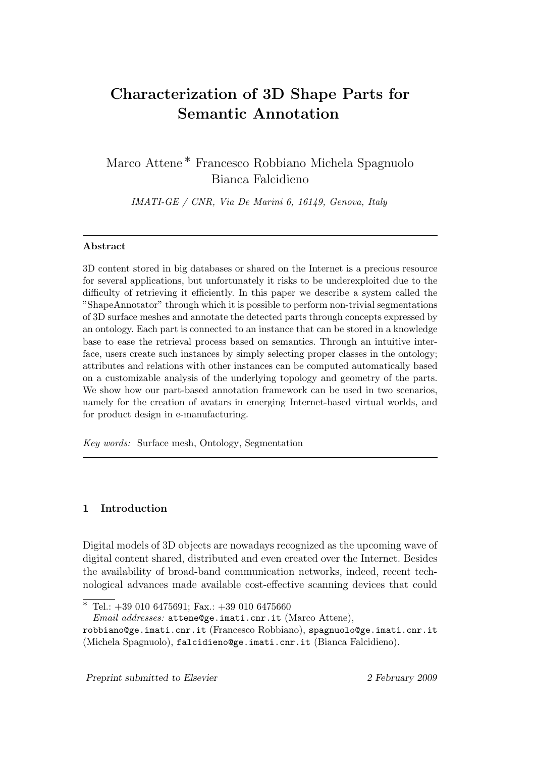# Characterization of 3D Shape Parts for Semantic Annotation

Marco Attene [*] Francesco Robbiano Michela Spagnuolo Bianca Falcidieno

*IMATI-GE / CNR, Via De Marini 6, 16149, Genova, Italy*

---

**Abstract**

3D content stored in big databases or shared on the Internet is a precious resource for several applications, but unfortunately it risks to be underexploited due to the difficulty of retrieving it efficiently. In this paper we describe a system called the "ShapeAnnotator" through which it is possible to perform non-trivial segmentations of 3D surface meshes and annotate the detected parts through concepts expressed by an ontology. Each part is connected to an instance that can be stored in a knowledge base to ease the retrieval process based on semantics. Through an intuitive interface, users create such instances by simply selecting proper classes in the ontology; attributes and relations with other instances can be computed automatically based on a customizable analysis of the underlying topology and geometry of the parts. We show how our part-based annotation framework can be used in two scenarios, namely for the creation of avatars in emerging Internet-based virtual worlds, and for product design in e-manufacturing.

*Key words:* Surface mesh, Ontology, Segmentation

---

## 1 Introduction

Digital models of 3D objects are nowadays recognized as the upcoming wave of digital content shared, distributed and even created over the Internet. Besides the availability of broad-band communication networks, indeed, recent technological advances made available cost-effective scanning devices that could

---

[*] Tel.: +39 010 6475691; Fax.: +39 010 6475660
*Email addresses:* attene@ge.imati.cnr.it (Marco Attene), robbiano@ge.imati.cnr.it (Francesco Robbiano), spagnuolo@ge.imati.cnr.it (Michela Spagnuolo), falcidieno@ge.imati.cnr.it (Bianca Falcidieno).

*Preprint submitted to Elsevier* 2 February 2009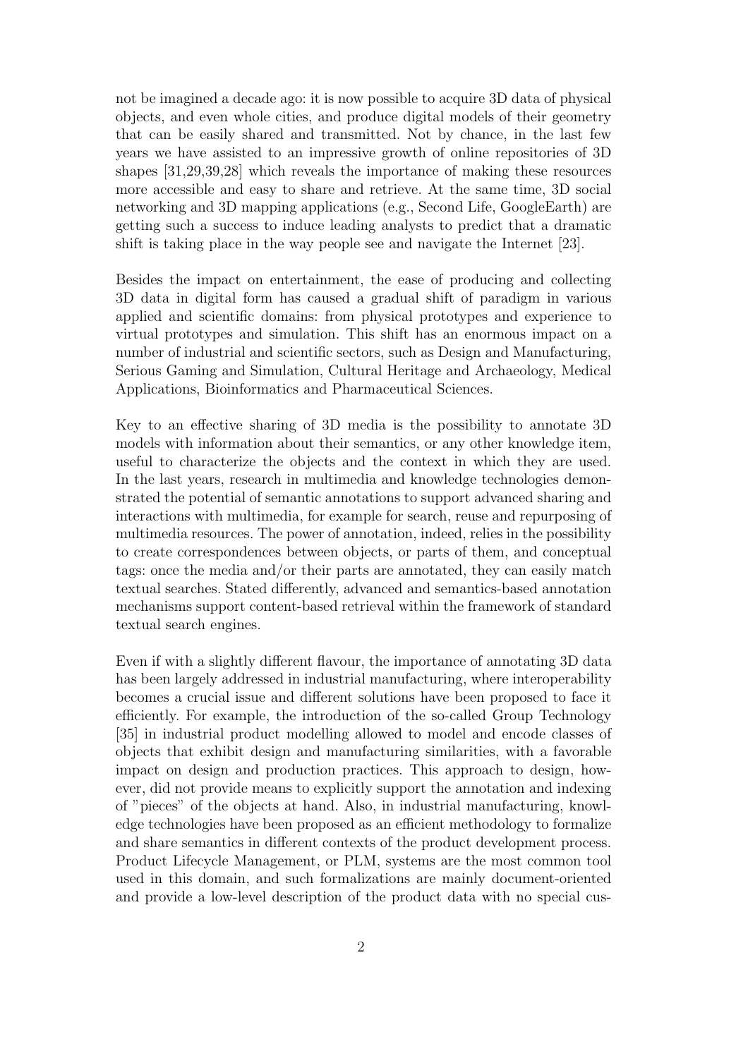not be imagined a decade ago: it is now possible to acquire 3D data of physical objects, and even whole cities, and produce digital models of their geometry that can be easily shared and transmitted. Not by chance, in the last few years we have assisted to an impressive growth of online repositories of 3D shapes [31,29,39,28] which reveals the importance of making these resources more accessible and easy to share and retrieve. At the same time, 3D social networking and 3D mapping applications (e.g., Second Life, GoogleEarth) are getting such a success to induce leading analysts to predict that a dramatic shift is taking place in the way people see and navigate the Internet [23].

Besides the impact on entertainment, the ease of producing and collecting 3D data in digital form has caused a gradual shift of paradigm in various applied and scientific domains: from physical prototypes and experience to virtual prototypes and simulation. This shift has an enormous impact on a number of industrial and scientific sectors, such as Design and Manufacturing, Serious Gaming and Simulation, Cultural Heritage and Archaeology, Medical Applications, Bioinformatics and Pharmaceutical Sciences.

Key to an effective sharing of 3D media is the possibility to annotate 3D models with information about their semantics, or any other knowledge item, useful to characterize the objects and the context in which they are used. In the last years, research in multimedia and knowledge technologies demonstrated the potential of semantic annotations to support advanced sharing and interactions with multimedia, for example for search, reuse and repurposing of multimedia resources. The power of annotation, indeed, relies in the possibility to create correspondences between objects, or parts of them, and conceptual tags: once the media and/or their parts are annotated, they can easily match textual searches. Stated differently, advanced and semantics-based annotation mechanisms support content-based retrieval within the framework of standard textual search engines.

Even if with a slightly different flavour, the importance of annotating 3D data has been largely addressed in industrial manufacturing, where interoperability becomes a crucial issue and different solutions have been proposed to face it efficiently. For example, the introduction of the so-called Group Technology [35] in industrial product modelling allowed to model and encode classes of objects that exhibit design and manufacturing similarities, with a favorable impact on design and production practices. This approach to design, however, did not provide means to explicitly support the annotation and indexing of "pieces" of the objects at hand. Also, in industrial manufacturing, knowledge technologies have been proposed as an efficient methodology to formalize and share semantics in different contexts of the product development process. Product Lifecycle Management, or PLM, systems are the most common tool used in this domain, and such formalizations are mainly document-oriented and provide a low-level description of the product data with no special cus-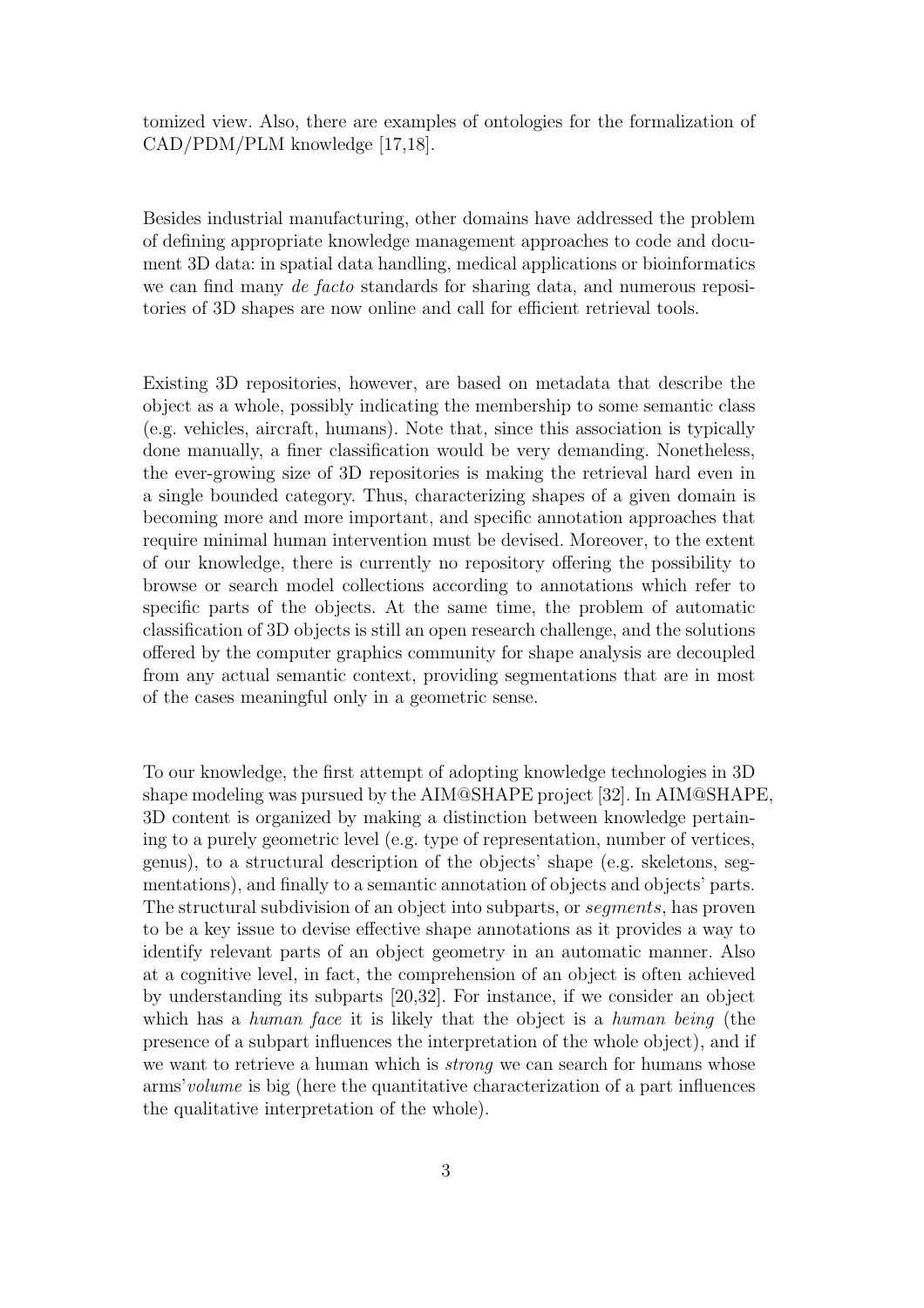tomized view. Also, there are examples of ontologies for the formalization of CAD/PDM/PLM knowledge [17,18].

Besides industrial manufacturing, other domains have addressed the problem of defining appropriate knowledge management approaches to code and document 3D data: in spatial data handling, medical applications or bioinformatics we can find many *de facto* standards for sharing data, and numerous repositories of 3D shapes are now online and call for efficient retrieval tools.

Existing 3D repositories, however, are based on metadata that describe the object as a whole, possibly indicating the membership to some semantic class (e.g. vehicles, aircraft, humans). Note that, since this association is typically done manually, a finer classification would be very demanding. Nonetheless, the ever-growing size of 3D repositories is making the retrieval hard even in a single bounded category. Thus, characterizing shapes of a given domain is becoming more and more important, and specific annotation approaches that require minimal human intervention must be devised. Moreover, to the extent of our knowledge, there is currently no repository offering the possibility to browse or search model collections according to annotations which refer to specific parts of the objects. At the same time, the problem of automatic classification of 3D objects is still an open research challenge, and the solutions offered by the computer graphics community for shape analysis are decoupled from any actual semantic context, providing segmentations that are in most of the cases meaningful only in a geometric sense.

To our knowledge, the first attempt of adopting knowledge technologies in 3D shape modeling was pursued by the AIM@SHAPE project [32]. In AIM@SHAPE, 3D content is organized by making a distinction between knowledge pertaining to a purely geometric level (e.g. type of representation, number of vertices, genus), to a structural description of the objects' shape (e.g. skeletons, segmentations), and finally to a semantic annotation of objects and objects' parts. The structural subdivision of an object into subparts, or *segments*, has proven to be a key issue to devise effective shape annotations as it provides a way to identify relevant parts of an object geometry in an automatic manner. Also at a cognitive level, in fact, the comprehension of an object is often achieved by understanding its subparts [20,32]. For instance, if we consider an object which has a *human face* it is likely that the object is a *human being* (the presence of a subpart influences the interpretation of the whole object), and if we want to retrieve a human which is *strong* we can search for humans whose arms'*volume* is big (here the quantitative characterization of a part influences the qualitative interpretation of the whole).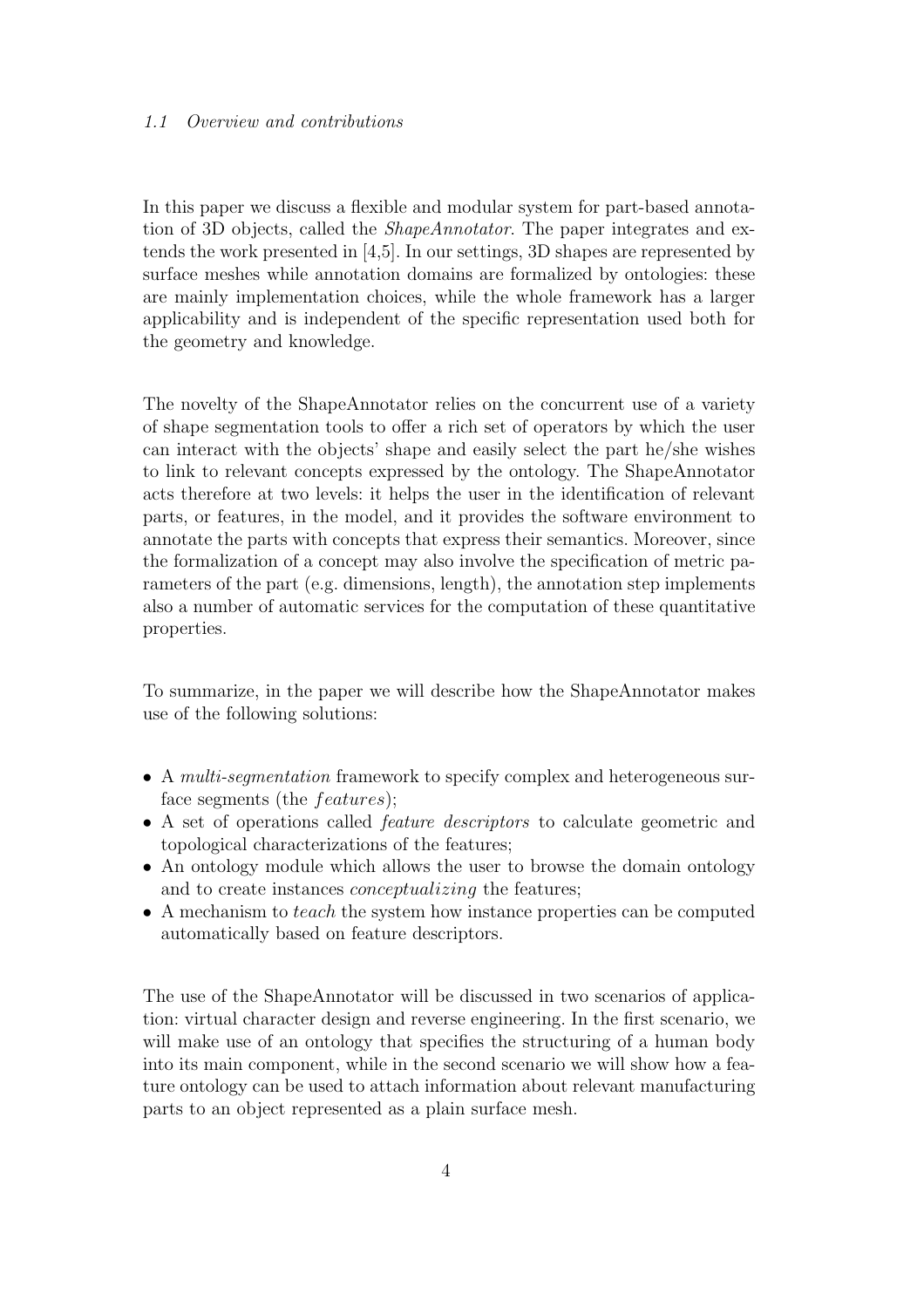### 1.1 Overview and contributions

In this paper we discuss a flexible and modular system for part-based annotation of 3D objects, called the *ShapeAnnotator*. The paper integrates and extends the work presented in [4,5]. In our settings, 3D shapes are represented by surface meshes while annotation domains are formalized by ontologies: these are mainly implementation choices, while the whole framework has a larger applicability and is independent of the specific representation used both for the geometry and knowledge.

The novelty of the ShapeAnnotator relies on the concurrent use of a variety of shape segmentation tools to offer a rich set of operators by which the user can interact with the objects' shape and easily select the part he/she wishes to link to relevant concepts expressed by the ontology. The ShapeAnnotator acts therefore at two levels: it helps the user in the identification of relevant parts, or features, in the model, and it provides the software environment to annotate the parts with concepts that express their semantics. Moreover, since the formalization of a concept may also involve the specification of metric parameters of the part (e.g. dimensions, length), the annotation step implements also a number of automatic services for the computation of these quantitative properties.

To summarize, in the paper we will describe how the ShapeAnnotator makes use of the following solutions:

- A *multi-segmentation* framework to specify complex and heterogeneous surface segments (the *features*);
- A set of operations called *feature descriptors* to calculate geometric and topological characterizations of the features;
- An ontology module which allows the user to browse the domain ontology and to create instances *conceptualizing* the features;
- A mechanism to *teach* the system how instance properties can be computed automatically based on feature descriptors.

The use of the ShapeAnnotator will be discussed in two scenarios of application: virtual character design and reverse engineering. In the first scenario, we will make use of an ontology that specifies the structuring of a human body into its main component, while in the second scenario we will show how a feature ontology can be used to attach information about relevant manufacturing parts to an object represented as a plain surface mesh.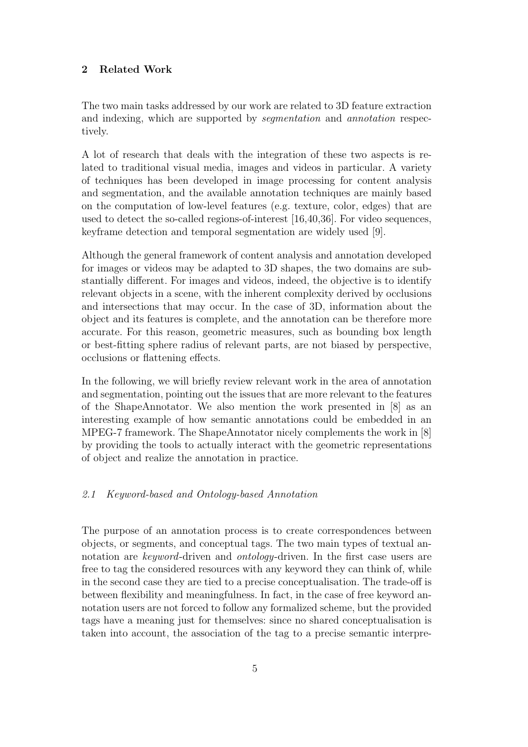## 2 Related Work

The two main tasks addressed by our work are related to 3D feature extraction and indexing, which are supported by *segmentation* and *annotation* respectively.

A lot of research that deals with the integration of these two aspects is related to traditional visual media, images and videos in particular. A variety of techniques has been developed in image processing for content analysis and segmentation, and the available annotation techniques are mainly based on the computation of low-level features (e.g. texture, color, edges) that are used to detect the so-called regions-of-interest [16,40,36]. For video sequences, keyframe detection and temporal segmentation are widely used [9].

Although the general framework of content analysis and annotation developed for images or videos may be adapted to 3D shapes, the two domains are substantially different. For images and videos, indeed, the objective is to identify relevant objects in a scene, with the inherent complexity derived by occlusions and intersections that may occur. In the case of 3D, information about the object and its features is complete, and the annotation can be therefore more accurate. For this reason, geometric measures, such as bounding box length or best-fitting sphere radius of relevant parts, are not biased by perspective, occlusions or flattening effects.

In the following, we will briefly review relevant work in the area of annotation and segmentation, pointing out the issues that are more relevant to the features of the ShapeAnnotator. We also mention the work presented in [8] as an interesting example of how semantic annotations could be embedded in an MPEG-7 framework. The ShapeAnnotator nicely complements the work in [8] by providing the tools to actually interact with the geometric representations of object and realize the annotation in practice.

### *2.1 Keyword-based and Ontology-based Annotation*

The purpose of an annotation process is to create correspondences between objects, or segments, and conceptual tags. The two main types of textual annotation are *keyword*-driven and *ontology*-driven. In the first case users are free to tag the considered resources with any keyword they can think of, while in the second case they are tied to a precise conceptualisation. The trade-off is between flexibility and meaningfulness. In fact, in the case of free keyword annotation users are not forced to follow any formalized scheme, but the provided tags have a meaning just for themselves: since no shared conceptualisation is taken into account, the association of the tag to a precise semantic interpre-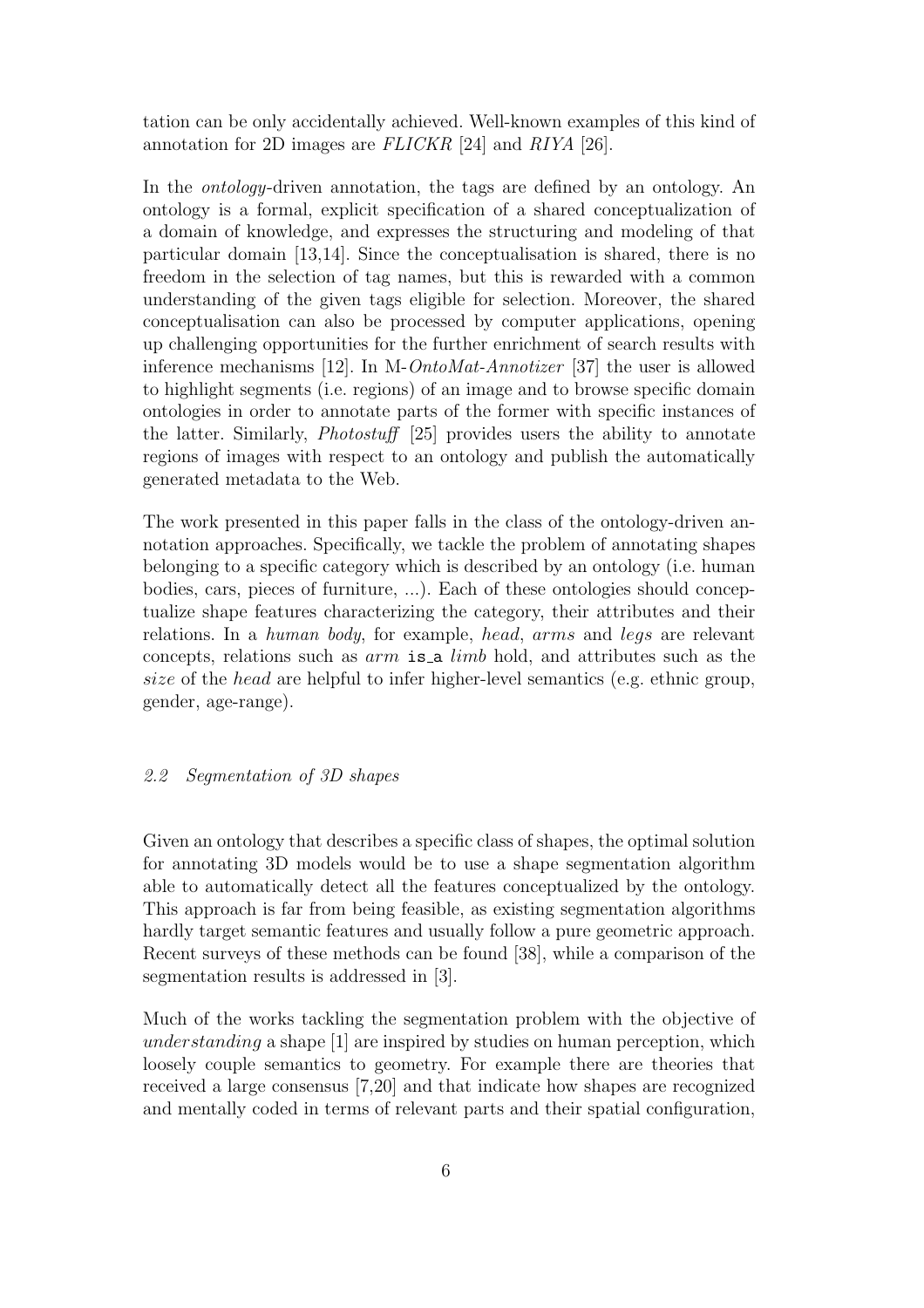tation can be only accidentally achieved. Well-known examples of this kind of annotation for 2D images are *FLICKR* [24] and *RIYA* [26].

In the *ontology*-driven annotation, the tags are defined by an ontology. An ontology is a formal, explicit specification of a shared conceptualization of a domain of knowledge, and expresses the structuring and modeling of that particular domain [13,14]. Since the conceptualisation is shared, there is no freedom in the selection of tag names, but this is rewarded with a common understanding of the given tags eligible for selection. Moreover, the shared conceptualisation can also be processed by computer applications, opening up challenging opportunities for the further enrichment of search results with inference mechanisms [12]. In M-*OntoMat-Annotizer* [37] the user is allowed to highlight segments (i.e. regions) of an image and to browse specific domain ontologies in order to annotate parts of the former with specific instances of the latter. Similarly, *Photostuff* [25] provides users the ability to annotate regions of images with respect to an ontology and publish the automatically generated metadata to the Web.

The work presented in this paper falls in the class of the ontology-driven annotation approaches. Specifically, we tackle the problem of annotating shapes belonging to a specific category which is described by an ontology (i.e. human bodies, cars, pieces of furniture, ...). Each of these ontologies should conceptualize shape features characterizing the category, their attributes and their relations. In a *human body*, for example, *head*, *arms* and *legs* are relevant concepts, relations such as *arm* `is_a` *limb* hold, and attributes such as the *size* of the *head* are helpful to infer higher-level semantics (e.g. ethnic group, gender, age-range).

### *2.2 Segmentation of 3D shapes*

Given an ontology that describes a specific class of shapes, the optimal solution for annotating 3D models would be to use a shape segmentation algorithm able to automatically detect all the features conceptualized by the ontology. This approach is far from being feasible, as existing segmentation algorithms hardly target semantic features and usually follow a pure geometric approach. Recent surveys of these methods can be found [38], while a comparison of the segmentation results is addressed in [3].

Much of the works tackling the segmentation problem with the objective of *understanding* a shape [1] are inspired by studies on human perception, which loosely couple semantics to geometry. For example there are theories that received a large consensus [7,20] and that indicate how shapes are recognized and mentally coded in terms of relevant parts and their spatial configuration,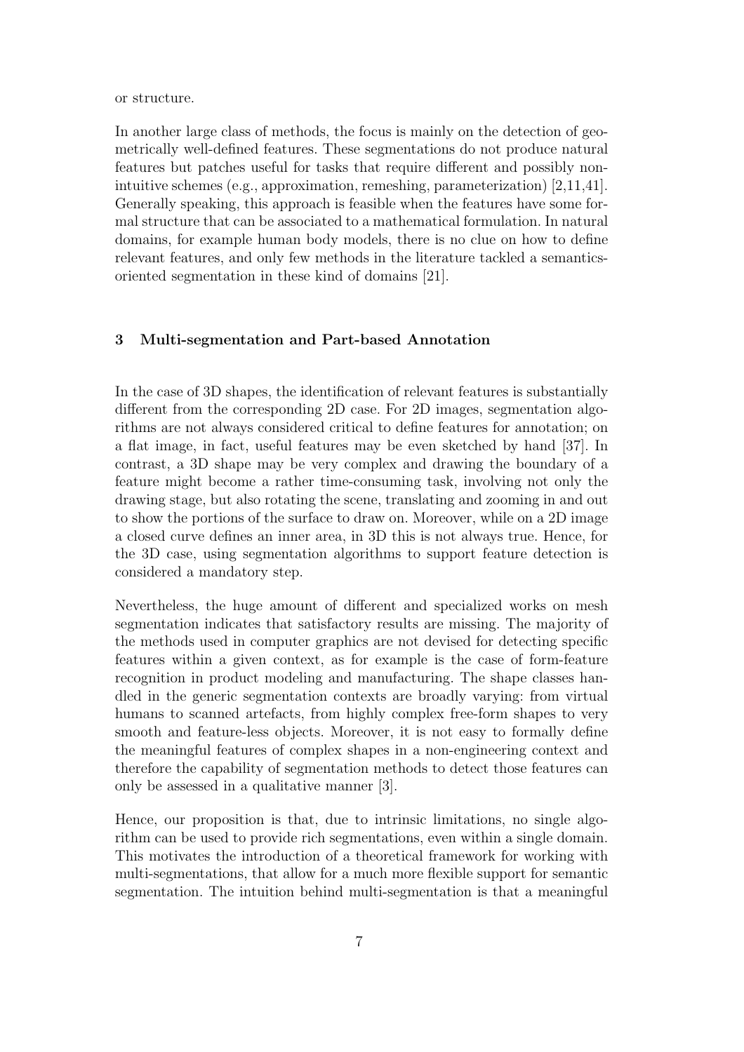or structure.

In another large class of methods, the focus is mainly on the detection of geometrically well-defined features. These segmentations do not produce natural features but patches useful for tasks that require different and possibly non-intuitive schemes (e.g., approximation, remeshing, parameterization) [2,11,41]. Generally speaking, this approach is feasible when the features have some formal structure that can be associated to a mathematical formulation. In natural domains, for example human body models, there is no clue on how to define relevant features, and only few methods in the literature tackled a semantics-oriented segmentation in these kind of domains [21].

## 3 Multi-segmentation and Part-based Annotation

In the case of 3D shapes, the identification of relevant features is substantially different from the corresponding 2D case. For 2D images, segmentation algorithms are not always considered critical to define features for annotation; on a flat image, in fact, useful features may be even sketched by hand [37]. In contrast, a 3D shape may be very complex and drawing the boundary of a feature might become a rather time-consuming task, involving not only the drawing stage, but also rotating the scene, translating and zooming in and out to show the portions of the surface to draw on. Moreover, while on a 2D image a closed curve defines an inner area, in 3D this is not always true. Hence, for the 3D case, using segmentation algorithms to support feature detection is considered a mandatory step.

Nevertheless, the huge amount of different and specialized works on mesh segmentation indicates that satisfactory results are missing. The majority of the methods used in computer graphics are not devised for detecting specific features within a given context, as for example is the case of form-feature recognition in product modeling and manufacturing. The shape classes handled in the generic segmentation contexts are broadly varying: from virtual humans to scanned artefacts, from highly complex free-form shapes to very smooth and feature-less objects. Moreover, it is not easy to formally define the meaningful features of complex shapes in a non-engineering context and therefore the capability of segmentation methods to detect those features can only be assessed in a qualitative manner [3].

Hence, our proposition is that, due to intrinsic limitations, no single algorithm can be used to provide rich segmentations, even within a single domain. This motivates the introduction of a theoretical framework for working with multi-segmentations, that allow for a much more flexible support for semantic segmentation. The intuition behind multi-segmentation is that a meaningful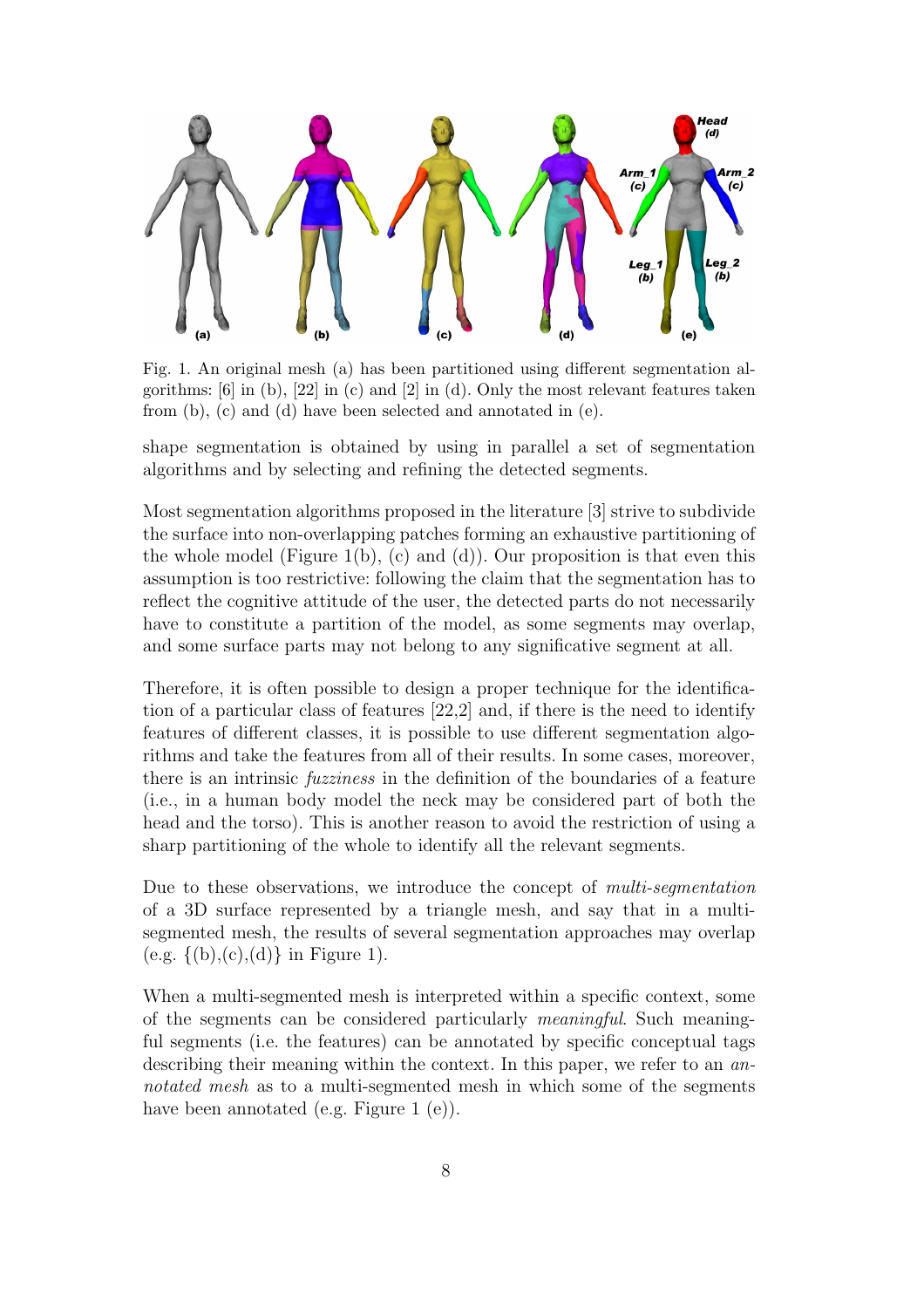(a) (b) (c) (d) (e)

Head (d)
Arm_1 (c)
Arm_2 (c)
Leg_1 (b)
Leg_2 (b)

Fig. 1. An original mesh (a) has been partitioned using different segmentation algorithms: [6] in (b), [22] in (c) and [2] in (d). Only the most relevant features taken from (b), (c) and (d) have been selected and annotated in (e).

shape segmentation is obtained by using in parallel a set of segmentation algorithms and by selecting and refining the detected segments.

Most segmentation algorithms proposed in the literature [3] strive to subdivide the surface into non-overlapping patches forming an exhaustive partitioning of the whole model (Figure 1(b), (c) and (d)). Our proposition is that even this assumption is too restrictive: following the claim that the segmentation has to reflect the cognitive attitude of the user, the detected parts do not necessarily have to constitute a partition of the model, as some segments may overlap, and some surface parts may not belong to any significative segment at all.

Therefore, it is often possible to design a proper technique for the identification of a particular class of features [22,2] and, if there is the need to identify features of different classes, it is possible to use different segmentation algorithms and take the features from all of their results. In some cases, moreover, there is an intrinsic *fuzziness* in the definition of the boundaries of a feature (i.e., in a human body model the neck may be considered part of both the head and the torso). This is another reason to avoid the restriction of using a sharp partitioning of the whole to identify all the relevant segments.

Due to these observations, we introduce the concept of *multi-segmentation* of a 3D surface represented by a triangle mesh, and say that in a multi-segmented mesh, the results of several segmentation approaches may overlap (e.g. {(b),(c),(d)} in Figure 1).

When a multi-segmented mesh is interpreted within a specific context, some of the segments can be considered particularly *meaningful*. Such meaningful segments (i.e. the features) can be annotated by specific conceptual tags describing their meaning within the context. In this paper, we refer to an *annotated mesh* as to a multi-segmented mesh in which some of the segments have been annotated (e.g. Figure 1 (e)).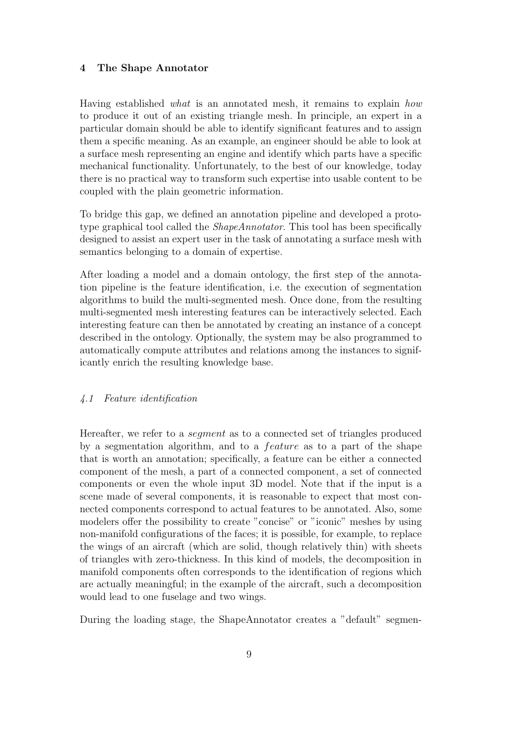## 4 The Shape Annotator

Having established *what* is an annotated mesh, it remains to explain *how* to produce it out of an existing triangle mesh. In principle, an expert in a particular domain should be able to identify significant features and to assign them a specific meaning. As an example, an engineer should be able to look at a surface mesh representing an engine and identify which parts have a specific mechanical functionality. Unfortunately, to the best of our knowledge, today there is no practical way to transform such expertise into usable content to be coupled with the plain geometric information.

To bridge this gap, we defined an annotation pipeline and developed a prototype graphical tool called the *ShapeAnnotator*. This tool has been specifically designed to assist an expert user in the task of annotating a surface mesh with semantics belonging to a domain of expertise.

After loading a model and a domain ontology, the first step of the annotation pipeline is the feature identification, i.e. the execution of segmentation algorithms to build the multi-segmented mesh. Once done, from the resulting multi-segmented mesh interesting features can be interactively selected. Each interesting feature can then be annotated by creating an instance of a concept described in the ontology. Optionally, the system may be also programmed to automatically compute attributes and relations among the instances to significantly enrich the resulting knowledge base.

### *4.1 Feature identification*

Hereafter, we refer to a *segment* as to a connected set of triangles produced by a segmentation algorithm, and to a *feature* as to a part of the shape that is worth an annotation; specifically, a feature can be either a connected component of the mesh, a part of a connected component, a set of connected components or even the whole input 3D model. Note that if the input is a scene made of several components, it is reasonable to expect that most connected components correspond to actual features to be annotated. Also, some modelers offer the possibility to create "concise" or "iconic" meshes by using non-manifold configurations of the faces; it is possible, for example, to replace the wings of an aircraft (which are solid, though relatively thin) with sheets of triangles with zero-thickness. In this kind of models, the decomposition in manifold components often corresponds to the identification of regions which are actually meaningful; in the example of the aircraft, such a decomposition would lead to one fuselage and two wings.

During the loading stage, the ShapeAnnotator creates a "default" segmen-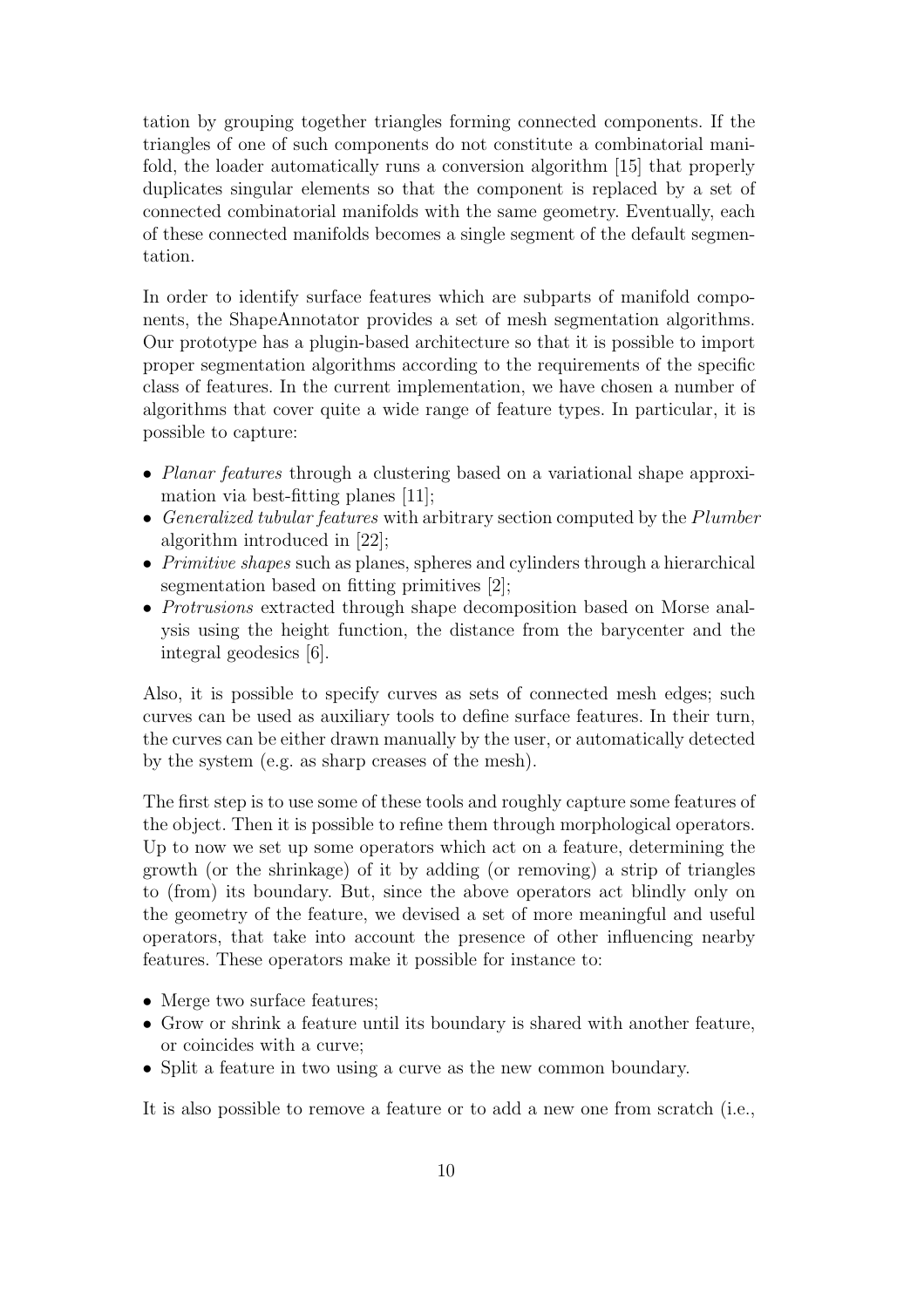tation by grouping together triangles forming connected components. If the triangles of one of such components do not constitute a combinatorial manifold, the loader automatically runs a conversion algorithm [15] that properly duplicates singular elements so that the component is replaced by a set of connected combinatorial manifolds with the same geometry. Eventually, each of these connected manifolds becomes a single segment of the default segmentation.

In order to identify surface features which are subparts of manifold components, the ShapeAnnotator provides a set of mesh segmentation algorithms. Our prototype has a plugin-based architecture so that it is possible to import proper segmentation algorithms according to the requirements of the specific class of features. In the current implementation, we have chosen a number of algorithms that cover quite a wide range of feature types. In particular, it is possible to capture:

- *Planar features* through a clustering based on a variational shape approximation via best-fitting planes [11];
- *Generalized tubular features* with arbitrary section computed by the *Plumber* algorithm introduced in [22];
- *Primitive shapes* such as planes, spheres and cylinders through a hierarchical segmentation based on fitting primitives [2];
- *Protrusions* extracted through shape decomposition based on Morse analysis using the height function, the distance from the barycenter and the integral geodesics [6].

Also, it is possible to specify curves as sets of connected mesh edges; such curves can be used as auxiliary tools to define surface features. In their turn, the curves can be either drawn manually by the user, or automatically detected by the system (e.g. as sharp creases of the mesh).

The first step is to use some of these tools and roughly capture some features of the object. Then it is possible to refine them through morphological operators. Up to now we set up some operators which act on a feature, determining the growth (or the shrinkage) of it by adding (or removing) a strip of triangles to (from) its boundary. But, since the above operators act blindly only on the geometry of the feature, we devised a set of more meaningful and useful operators, that take into account the presence of other influencing nearby features. These operators make it possible for instance to:

- Merge two surface features;
- Grow or shrink a feature until its boundary is shared with another feature, or coincides with a curve;
- Split a feature in two using a curve as the new common boundary.

It is also possible to remove a feature or to add a new one from scratch (i.e.,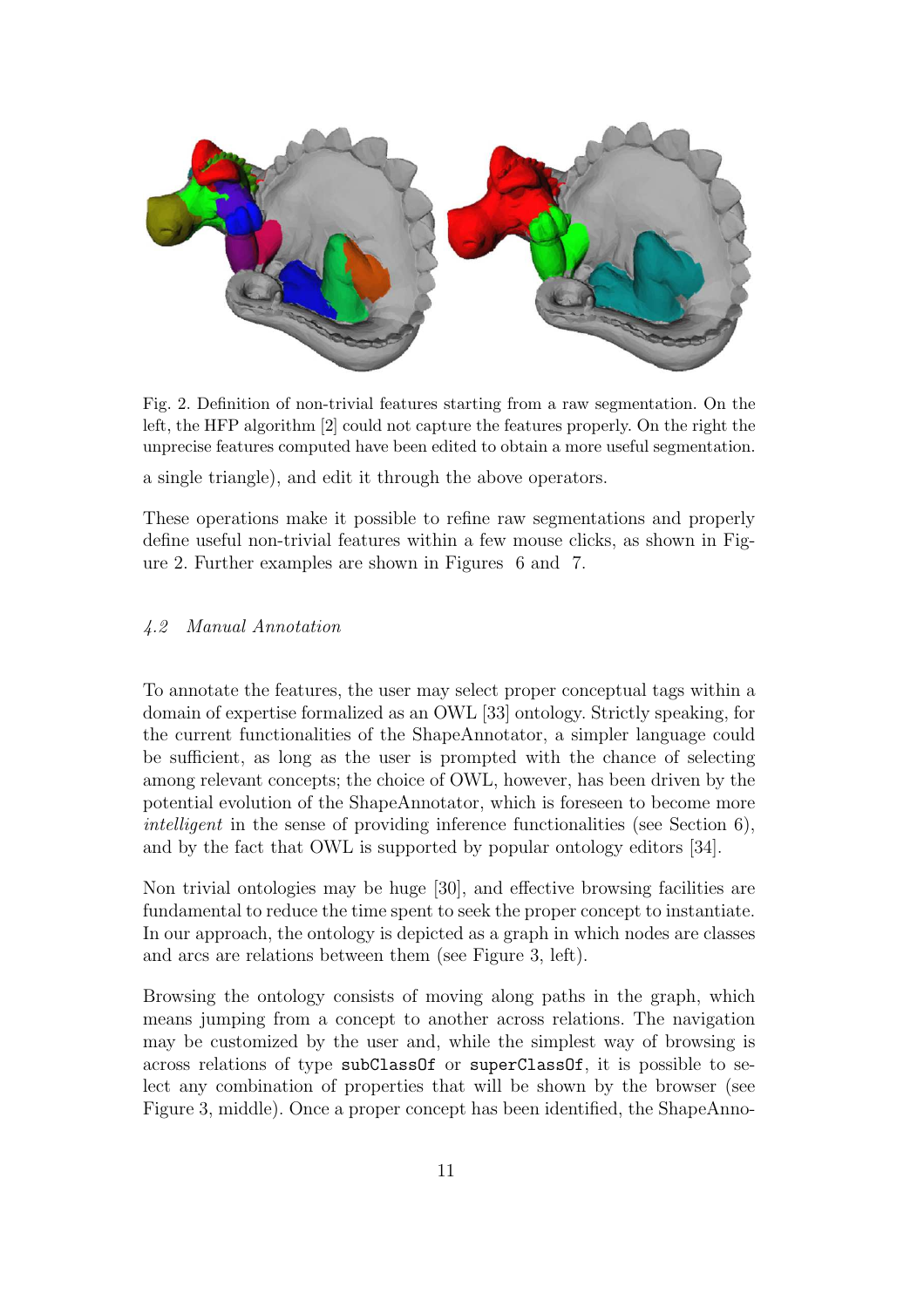Fig. 2. Definition of non-trivial features starting from a raw segmentation. On the left, the HFP algorithm [2] could not capture the features properly. On the right the unprecise features computed have been edited to obtain a more useful segmentation.

a single triangle), and edit it through the above operators.

These operations make it possible to refine raw segmentations and properly define useful non-trivial features within a few mouse clicks, as shown in Figure 2. Further examples are shown in Figures 6 and 7.

### *4.2 Manual Annotation*

To annotate the features, the user may select proper conceptual tags within a domain of expertise formalized as an OWL [33] ontology. Strictly speaking, for the current functionalities of the ShapeAnnotator, a simpler language could be sufficient, as long as the user is prompted with the chance of selecting among relevant concepts; the choice of OWL, however, has been driven by the potential evolution of the ShapeAnnotator, which is foreseen to become more *intelligent* in the sense of providing inference functionalities (see Section 6), and by the fact that OWL is supported by popular ontology editors [34].

Non trivial ontologies may be huge [30], and effective browsing facilities are fundamental to reduce the time spent to seek the proper concept to instantiate. In our approach, the ontology is depicted as a graph in which nodes are classes and arcs are relations between them (see Figure 3, left).

Browsing the ontology consists of moving along paths in the graph, which means jumping from a concept to another across relations. The navigation may be customized by the user and, while the simplest way of browsing is across relations of type `subClassOf` or `superClassOf`, it is possible to select any combination of properties that will be shown by the browser (see Figure 3, middle). Once a proper concept has been identified, the ShapeAnno-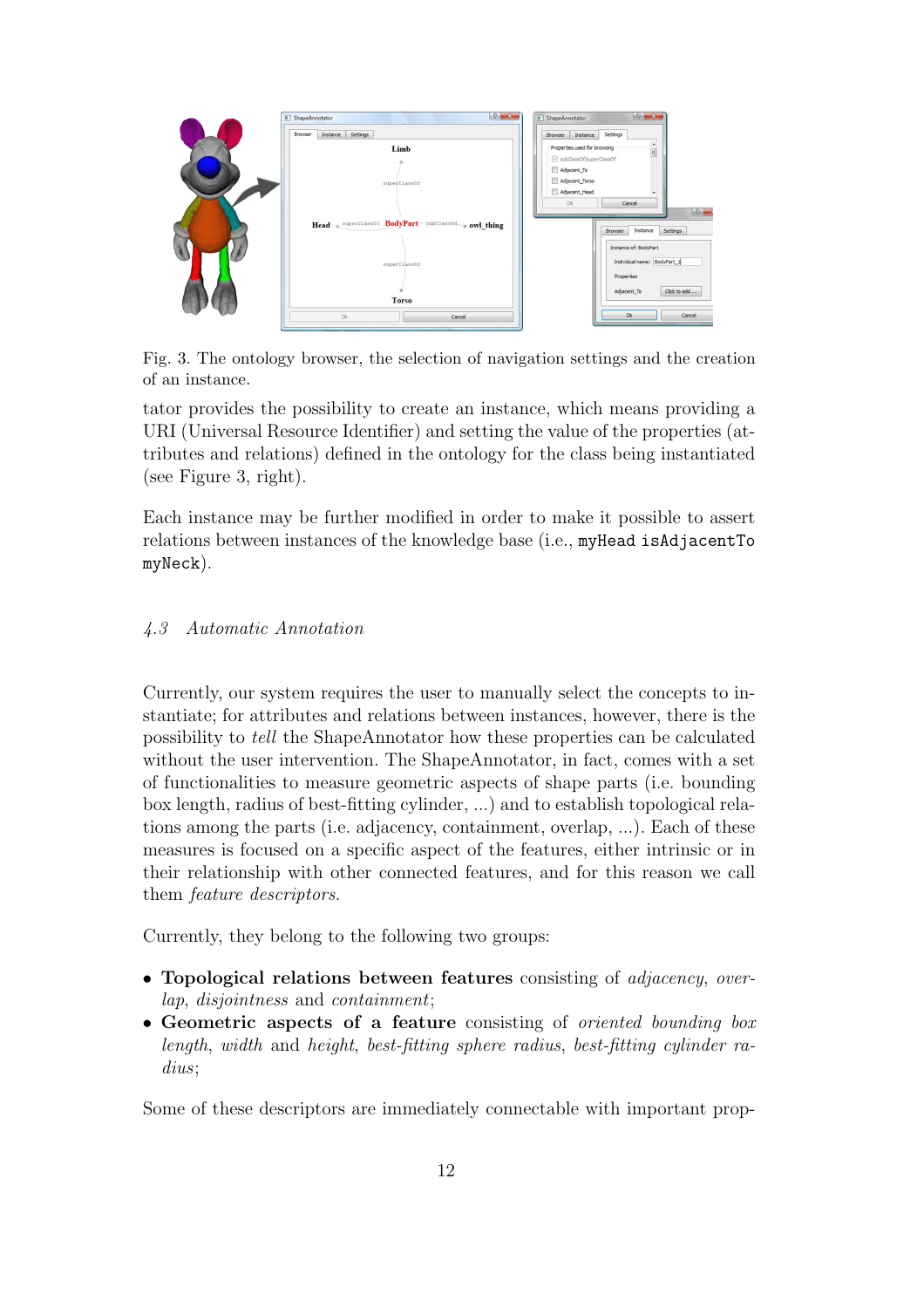Fig. 3. The ontology browser, the selection of navigation settings and the creation of an instance.

tator provides the possibility to create an instance, which means providing a URI (Universal Resource Identifier) and setting the value of the properties (attributes and relations) defined in the ontology for the class being instantiated (see Figure 3, right).

Each instance may be further modified in order to make it possible to assert relations between instances of the knowledge base (i.e., `myHead isAdjacentTo myNeck`).

### *4.3 Automatic Annotation*

Currently, our system requires the user to manually select the concepts to instantiate; for attributes and relations between instances, however, there is the possibility to *tell* the ShapeAnnotator how these properties can be calculated without the user intervention. The ShapeAnnotator, in fact, comes with a set of functionalities to measure geometric aspects of shape parts (i.e. bounding box length, radius of best-fitting cylinder, ...) and to establish topological relations among the parts (i.e. adjacency, containment, overlap, ...). Each of these measures is focused on a specific aspect of the features, either intrinsic or in their relationship with other connected features, and for this reason we call them *feature descriptors*.

Currently, they belong to the following two groups:

- **Topological relations between features** consisting of *adjacency*, *overlap*, *disjointness* and *containment*;
- **Geometric aspects of a feature** consisting of *oriented bounding box length*, *width* and *height*, *best-fitting sphere radius*, *best-fitting cylinder radius*;

Some of these descriptors are immediately connectable with important prop-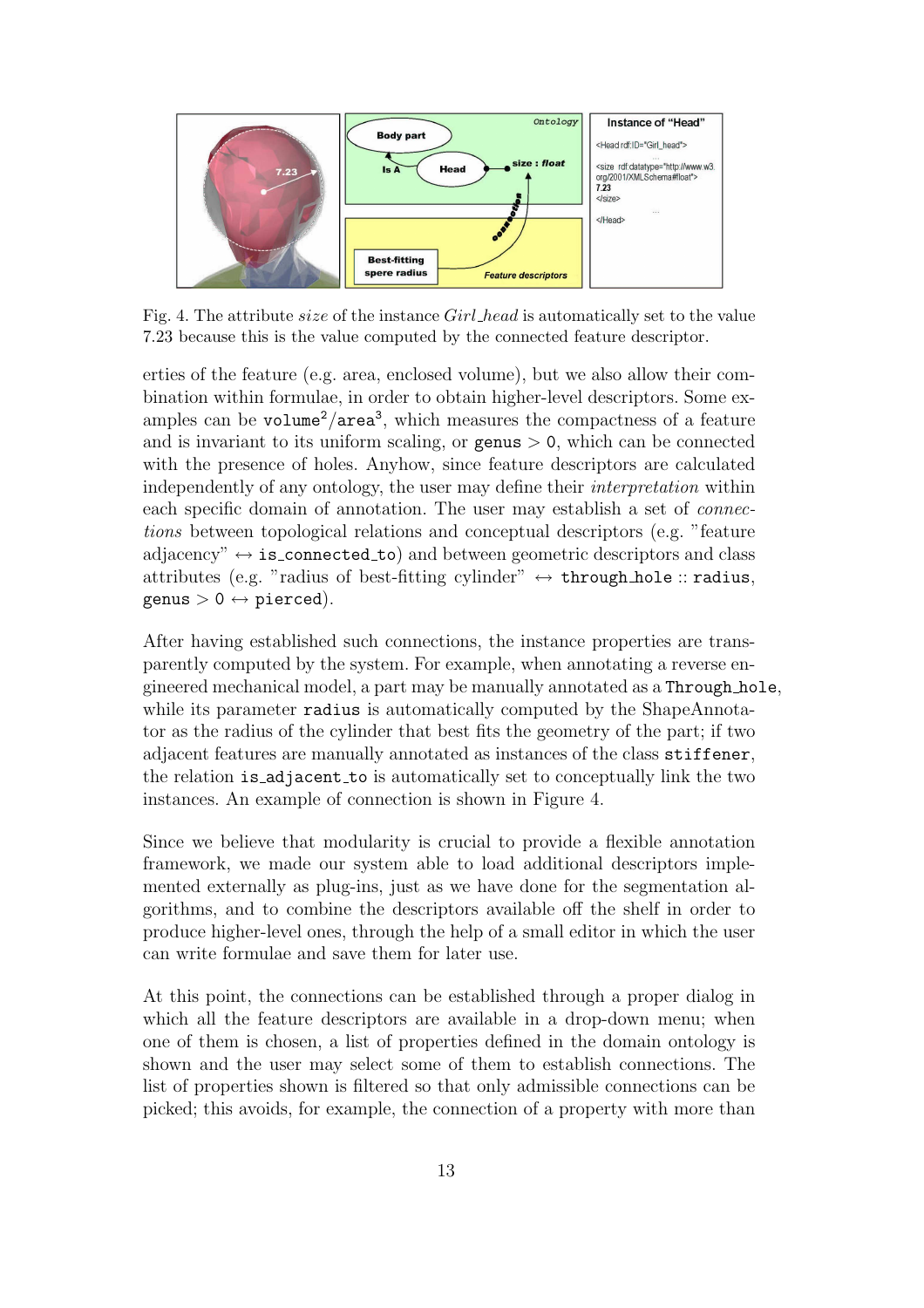Fig. 4. The attribute *size* of the instance *Girl_head* is automatically set to the value 7.23 because this is the value computed by the connected feature descriptor.

erties of the feature (e.g. area, enclosed volume), but we also allow their combination within formulae, in order to obtain higher-level descriptors. Some examples can be $\texttt{volume}^2/\texttt{area}^3$, which measures the compactness of a feature and is invariant to its uniform scaling, or $\texttt{genus} > 0$, which can be connected with the presence of holes. Anyhow, since feature descriptors are calculated independently of any ontology, the user may define their *interpretation* within each specific domain of annotation. The user may establish a set of *connections* between topological relations and conceptual descriptors (e.g. "feature adjacency" $\leftrightarrow$ `is_connected_to`) and between geometric descriptors and class attributes (e.g. "radius of best-fitting cylinder" $\leftrightarrow$ `through_hole` :: `radius`, $\texttt{genus} > 0 \leftrightarrow$ `pierced`).

After having established such connections, the instance properties are transparently computed by the system. For example, when annotating a reverse engineered mechanical model, a part may be manually annotated as a `Through_hole`, while its parameter `radius` is automatically computed by the ShapeAnnotator as the radius of the cylinder that best fits the geometry of the part; if two adjacent features are manually annotated as instances of the class `stiffener`, the relation `is_adjacent_to` is automatically set to conceptually link the two instances. An example of connection is shown in Figure 4.

Since we believe that modularity is crucial to provide a flexible annotation framework, we made our system able to load additional descriptors implemented externally as plug-ins, just as we have done for the segmentation algorithms, and to combine the descriptors available off the shelf in order to produce higher-level ones, through the help of a small editor in which the user can write formulae and save them for later use.

At this point, the connections can be established through a proper dialog in which all the feature descriptors are available in a drop-down menu; when one of them is chosen, a list of properties defined in the domain ontology is shown and the user may select some of them to establish connections. The list of properties shown is filtered so that only admissible connections can be picked; this avoids, for example, the connection of a property with more than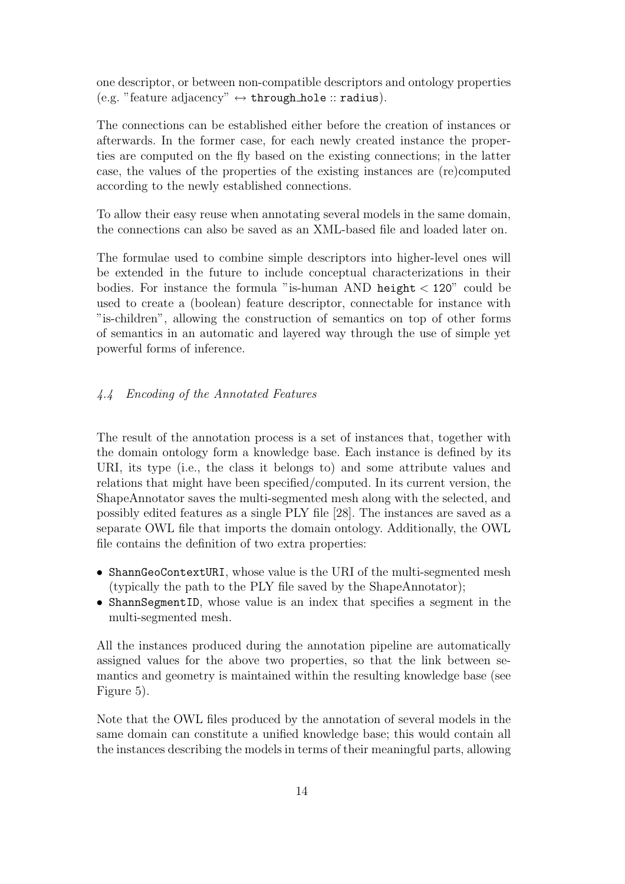one descriptor, or between non-compatible descriptors and ontology properties (e.g. "feature adjacency" $\leftrightarrow$ `through_hole :: radius`).

The connections can be established either before the creation of instances or afterwards. In the former case, for each newly created instance the properties are computed on the fly based on the existing connections; in the latter case, the values of the properties of the existing instances are (re)computed according to the newly established connections.

To allow their easy reuse when annotating several models in the same domain, the connections can also be saved as an XML-based file and loaded later on.

The formulae used to combine simple descriptors into higher-level ones will be extended in the future to include conceptual characterizations in their bodies. For instance the formula "is-human AND `height` $<$ `120`" could be used to create a (boolean) feature descriptor, connectable for instance with "is-children", allowing the construction of semantics on top of other forms of semantics in an automatic and layered way through the use of simple yet powerful forms of inference.

### *4.4 Encoding of the Annotated Features*

The result of the annotation process is a set of instances that, together with the domain ontology form a knowledge base. Each instance is defined by its URI, its type (i.e., the class it belongs to) and some attribute values and relations that might have been specified/computed. In its current version, the ShapeAnnotator saves the multi-segmented mesh along with the selected, and possibly edited features as a single PLY file [28]. The instances are saved as a separate OWL file that imports the domain ontology. Additionally, the OWL file contains the definition of two extra properties:

- `ShannGeoContextURI`, whose value is the URI of the multi-segmented mesh (typically the path to the PLY file saved by the ShapeAnnotator);
- `ShannSegmentID`, whose value is an index that specifies a segment in the multi-segmented mesh.

All the instances produced during the annotation pipeline are automatically assigned values for the above two properties, so that the link between semantics and geometry is maintained within the resulting knowledge base (see Figure 5).

Note that the OWL files produced by the annotation of several models in the same domain can constitute a unified knowledge base; this would contain all the instances describing the models in terms of their meaningful parts, allowing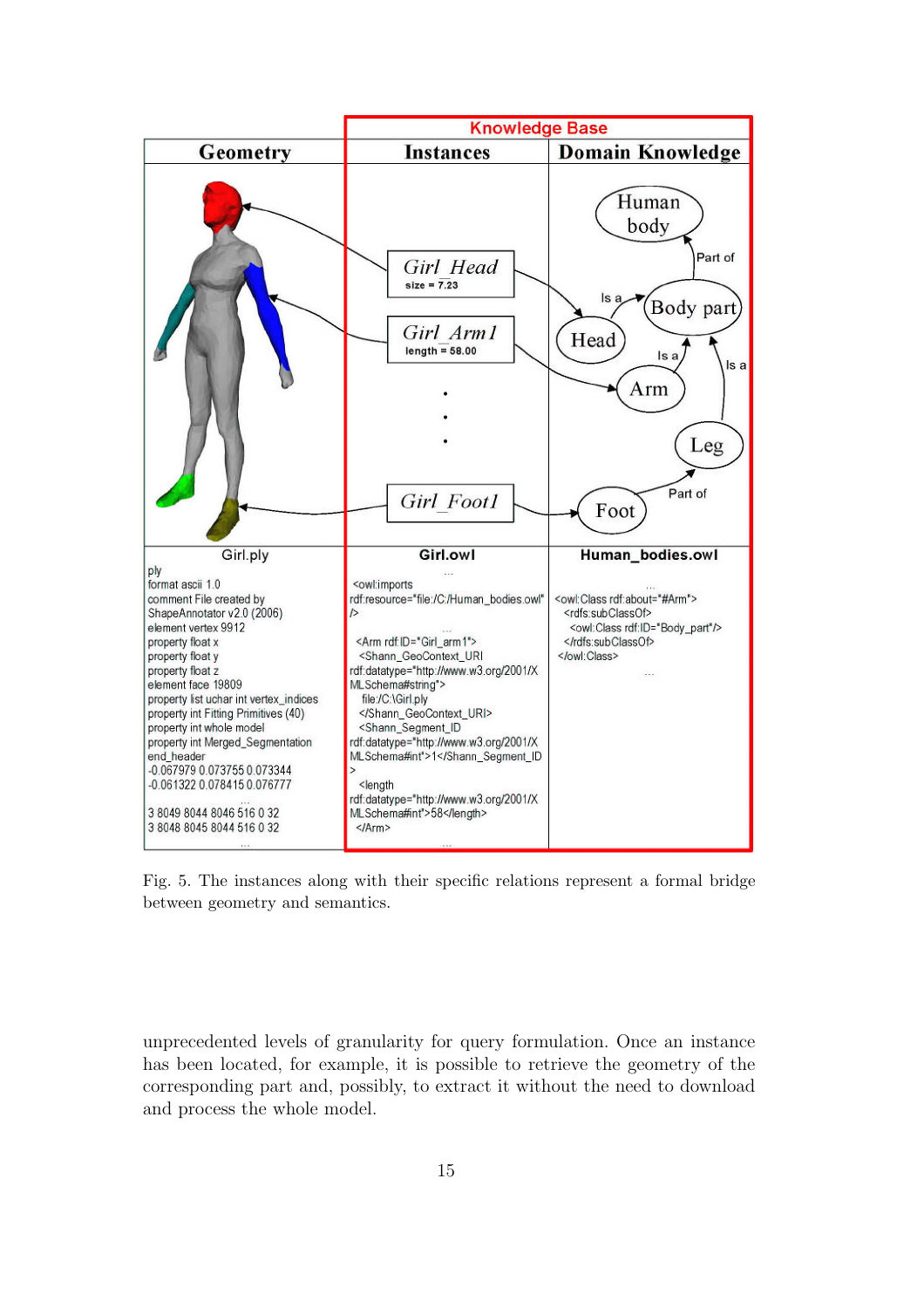Fig. 5. The instances along with their specific relations represent a formal bridge between geometry and semantics.

unprecedented levels of granularity for query formulation. Once an instance has been located, for example, it is possible to retrieve the geometry of the corresponding part and, possibly, to extract it without the need to download and process the whole model.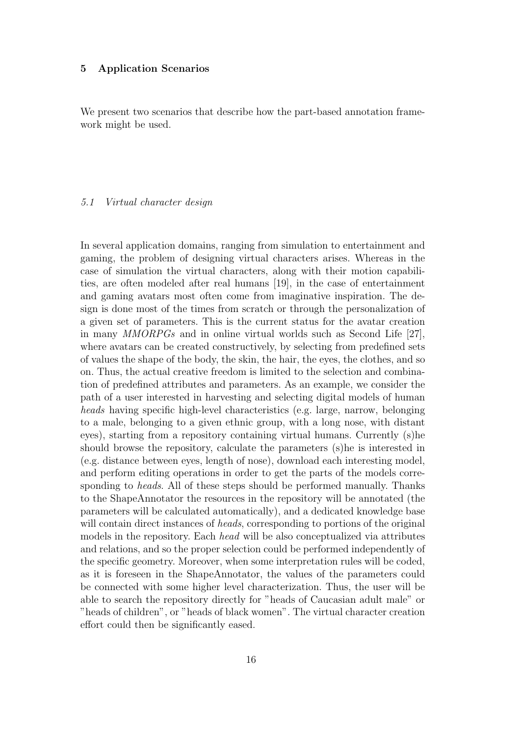## 5 Application Scenarios

We present two scenarios that describe how the part-based annotation framework might be used.

### *5.1 Virtual character design*

In several application domains, ranging from simulation to entertainment and gaming, the problem of designing virtual characters arises. Whereas in the case of simulation the virtual characters, along with their motion capabilities, are often modeled after real humans [19], in the case of entertainment and gaming avatars most often come from imaginative inspiration. The design is done most of the times from scratch or through the personalization of a given set of parameters. This is the current status for the avatar creation in many *MMORPGs* and in online virtual worlds such as Second Life [27], where avatars can be created constructively, by selecting from predefined sets of values the shape of the body, the skin, the hair, the eyes, the clothes, and so on. Thus, the actual creative freedom is limited to the selection and combination of predefined attributes and parameters. As an example, we consider the path of a user interested in harvesting and selecting digital models of human *heads* having specific high-level characteristics (e.g. large, narrow, belonging to a male, belonging to a given ethnic group, with a long nose, with distant eyes), starting from a repository containing virtual humans. Currently (s)he should browse the repository, calculate the parameters (s)he is interested in (e.g. distance between eyes, length of nose), download each interesting model, and perform editing operations in order to get the parts of the models corresponding to *heads*. All of these steps should be performed manually. Thanks to the ShapeAnnotator the resources in the repository will be annotated (the parameters will be calculated automatically), and a dedicated knowledge base will contain direct instances of *heads*, corresponding to portions of the original models in the repository. Each *head* will be also conceptualized via attributes and relations, and so the proper selection could be performed independently of the specific geometry. Moreover, when some interpretation rules will be coded, as it is foreseen in the ShapeAnnotator, the values of the parameters could be connected with some higher level characterization. Thus, the user will be able to search the repository directly for "heads of Caucasian adult male" or "heads of children", or "heads of black women". The virtual character creation effort could then be significantly eased.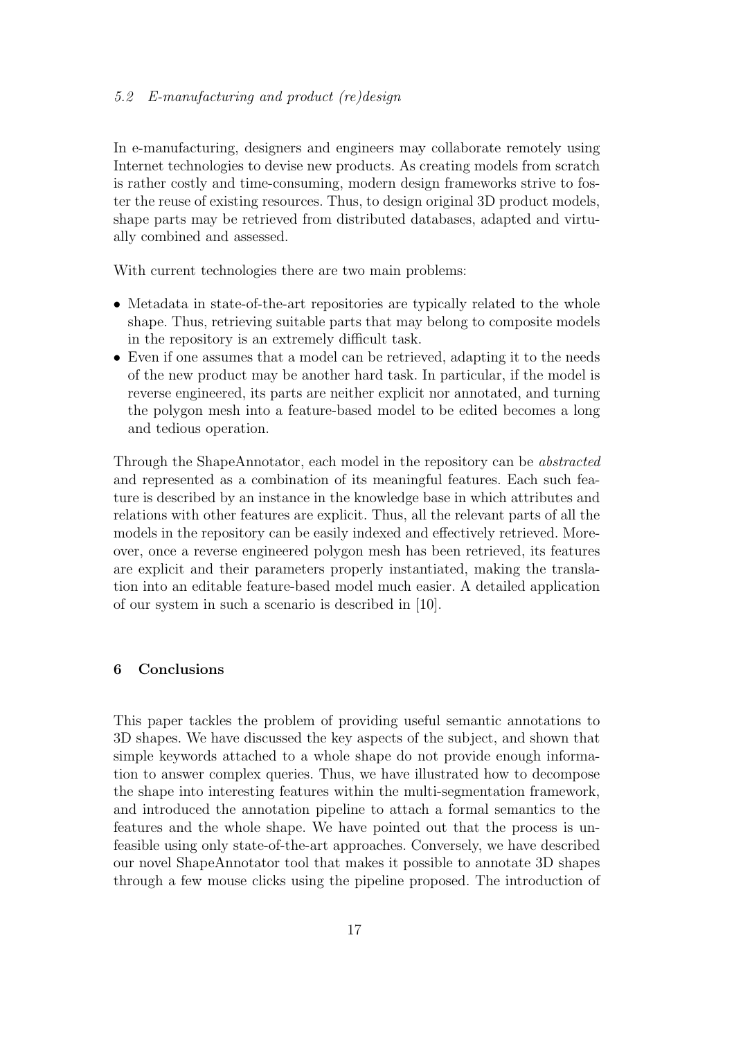### 5.2 E-manufacturing and product (re)design

In e-manufacturing, designers and engineers may collaborate remotely using Internet technologies to devise new products. As creating models from scratch is rather costly and time-consuming, modern design frameworks strive to foster the reuse of existing resources. Thus, to design original 3D product models, shape parts may be retrieved from distributed databases, adapted and virtually combined and assessed.

With current technologies there are two main problems:

- Metadata in state-of-the-art repositories are typically related to the whole shape. Thus, retrieving suitable parts that may belong to composite models in the repository is an extremely difficult task.
- Even if one assumes that a model can be retrieved, adapting it to the needs of the new product may be another hard task. In particular, if the model is reverse engineered, its parts are neither explicit nor annotated, and turning the polygon mesh into a feature-based model to be edited becomes a long and tedious operation.

Through the ShapeAnnotator, each model in the repository can be *abstracted* and represented as a combination of its meaningful features. Each such feature is described by an instance in the knowledge base in which attributes and relations with other features are explicit. Thus, all the relevant parts of all the models in the repository can be easily indexed and effectively retrieved. Moreover, once a reverse engineered polygon mesh has been retrieved, its features are explicit and their parameters properly instantiated, making the translation into an editable feature-based model much easier. A detailed application of our system in such a scenario is described in [10].

## 6 Conclusions

This paper tackles the problem of providing useful semantic annotations to 3D shapes. We have discussed the key aspects of the subject, and shown that simple keywords attached to a whole shape do not provide enough information to answer complex queries. Thus, we have illustrated how to decompose the shape into interesting features within the multi-segmentation framework, and introduced the annotation pipeline to attach a formal semantics to the features and the whole shape. We have pointed out that the process is unfeasible using only state-of-the-art approaches. Conversely, we have described our novel ShapeAnnotator tool that makes it possible to annotate 3D shapes through a few mouse clicks using the pipeline proposed. The introduction of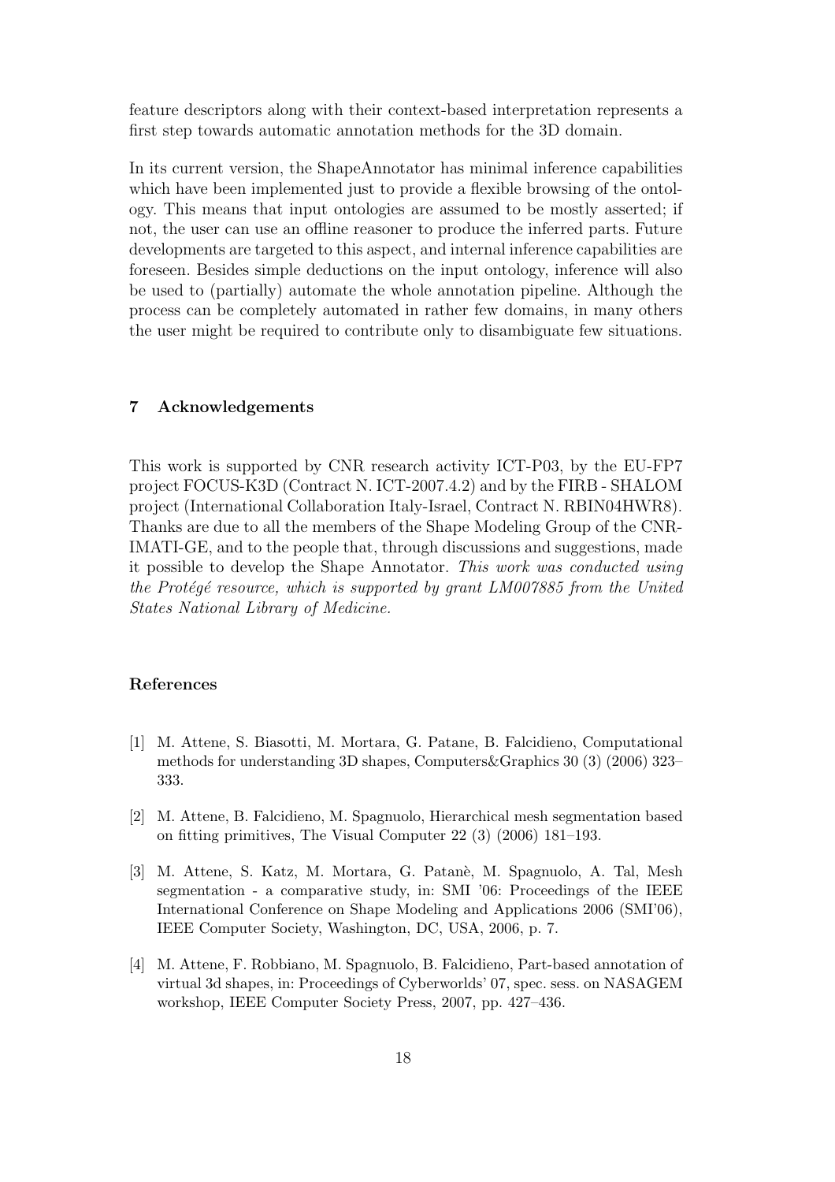feature descriptors along with their context-based interpretation represents a first step towards automatic annotation methods for the 3D domain.

In its current version, the ShapeAnnotator has minimal inference capabilities which have been implemented just to provide a flexible browsing of the ontology. This means that input ontologies are assumed to be mostly asserted; if not, the user can use an offline reasoner to produce the inferred parts. Future developments are targeted to this aspect, and internal inference capabilities are foreseen. Besides simple deductions on the input ontology, inference will also be used to (partially) automate the whole annotation pipeline. Although the process can be completely automated in rather few domains, in many others the user might be required to contribute only to disambiguate few situations.

## 7 Acknowledgements

This work is supported by CNR research activity ICT-P03, by the EU-FP7 project FOCUS-K3D (Contract N. ICT-2007.4.2) and by the FIRB - SHALOM project (International Collaboration Italy-Israel, Contract N. RBIN04HWR8). Thanks are due to all the members of the Shape Modeling Group of the CNR-IMATI-GE, and to the people that, through discussions and suggestions, made it possible to develop the Shape Annotator. *This work was conducted using the Protégé resource, which is supported by grant LM007885 from the United States National Library of Medicine.*

## References

[1] M. Attene, S. Biasotti, M. Mortara, G. Patane, B. Falcidieno, Computational methods for understanding 3D shapes, Computers&Graphics 30 (3) (2006) 323–333.

[2] M. Attene, B. Falcidieno, M. Spagnuolo, Hierarchical mesh segmentation based on fitting primitives, The Visual Computer 22 (3) (2006) 181–193.

[3] M. Attene, S. Katz, M. Mortara, G. Patanè, M. Spagnuolo, A. Tal, Mesh segmentation - a comparative study, in: SMI '06: Proceedings of the IEEE International Conference on Shape Modeling and Applications 2006 (SMI'06), IEEE Computer Society, Washington, DC, USA, 2006, p. 7.

[4] M. Attene, F. Robbiano, M. Spagnuolo, B. Falcidieno, Part-based annotation of virtual 3d shapes, in: Proceedings of Cyberworlds' 07, spec. sess. on NASAGEM workshop, IEEE Computer Society Press, 2007, pp. 427–436.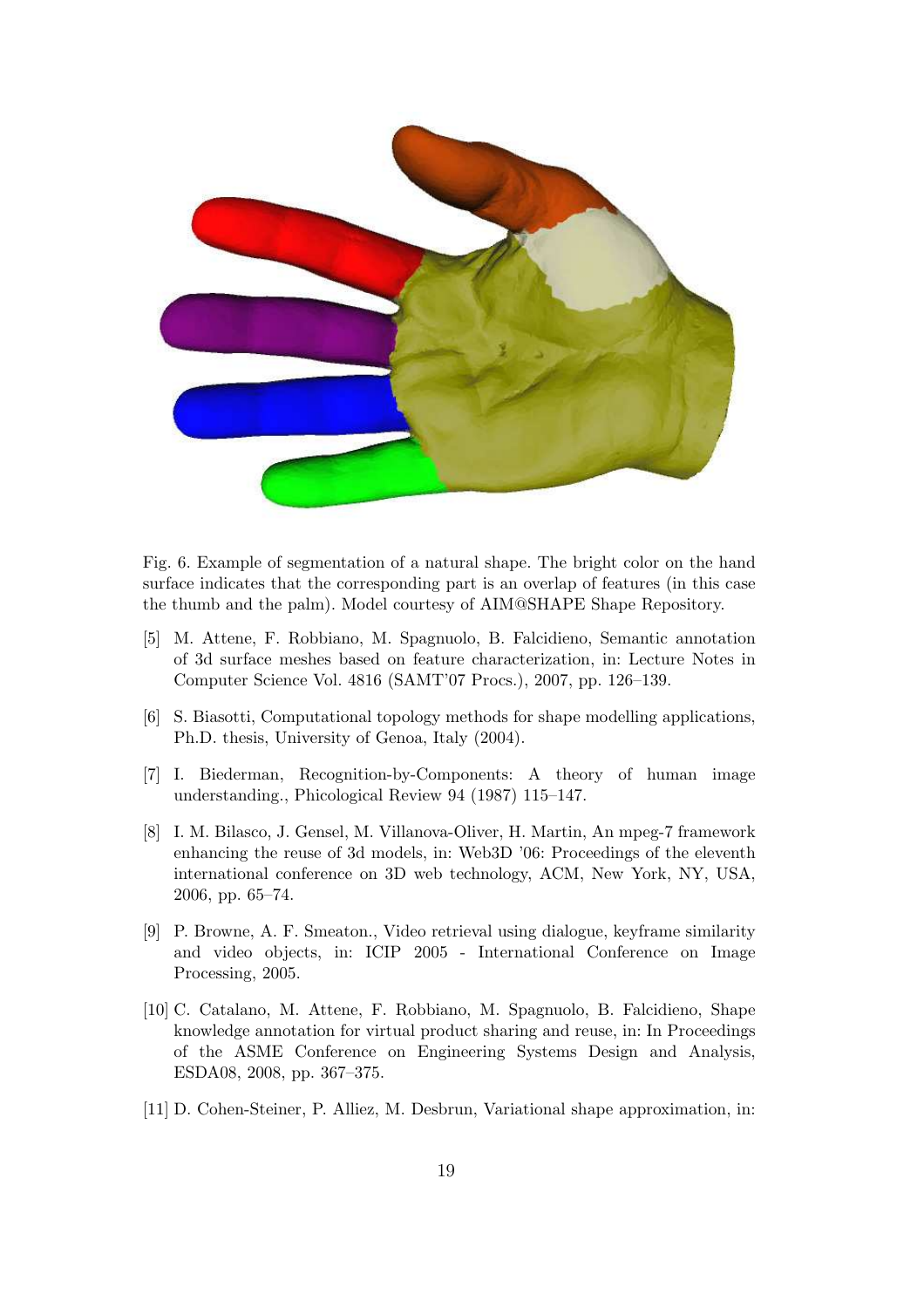Fig. 6. Example of segmentation of a natural shape. The bright color on the hand surface indicates that the corresponding part is an overlap of features (in this case the thumb and the palm). Model courtesy of AIM@SHAPE Shape Repository.

[5] M. Attene, F. Robbiano, M. Spagnuolo, B. Falcidieno, Semantic annotation of 3d surface meshes based on feature characterization, in: Lecture Notes in Computer Science Vol. 4816 (SAMT'07 Procs.), 2007, pp. 126–139.

[6] S. Biasotti, Computational topology methods for shape modelling applications, Ph.D. thesis, University of Genoa, Italy (2004).

[7] I. Biederman, Recognition-by-Components: A theory of human image understanding., Phicological Review 94 (1987) 115–147.

[8] I. M. Bilasco, J. Gensel, M. Villanova-Oliver, H. Martin, An mpeg-7 framework enhancing the reuse of 3d models, in: Web3D '06: Proceedings of the eleventh international conference on 3D web technology, ACM, New York, NY, USA, 2006, pp. 65–74.

[9] P. Browne, A. F. Smeaton., Video retrieval using dialogue, keyframe similarity and video objects, in: ICIP 2005 - International Conference on Image Processing, 2005.

[10] C. Catalano, M. Attene, F. Robbiano, M. Spagnuolo, B. Falcidieno, Shape knowledge annotation for virtual product sharing and reuse, in: In Proceedings of the ASME Conference on Engineering Systems Design and Analysis, ESDA08, 2008, pp. 367–375.

[11] D. Cohen-Steiner, P. Alliez, M. Desbrun, Variational shape approximation, in: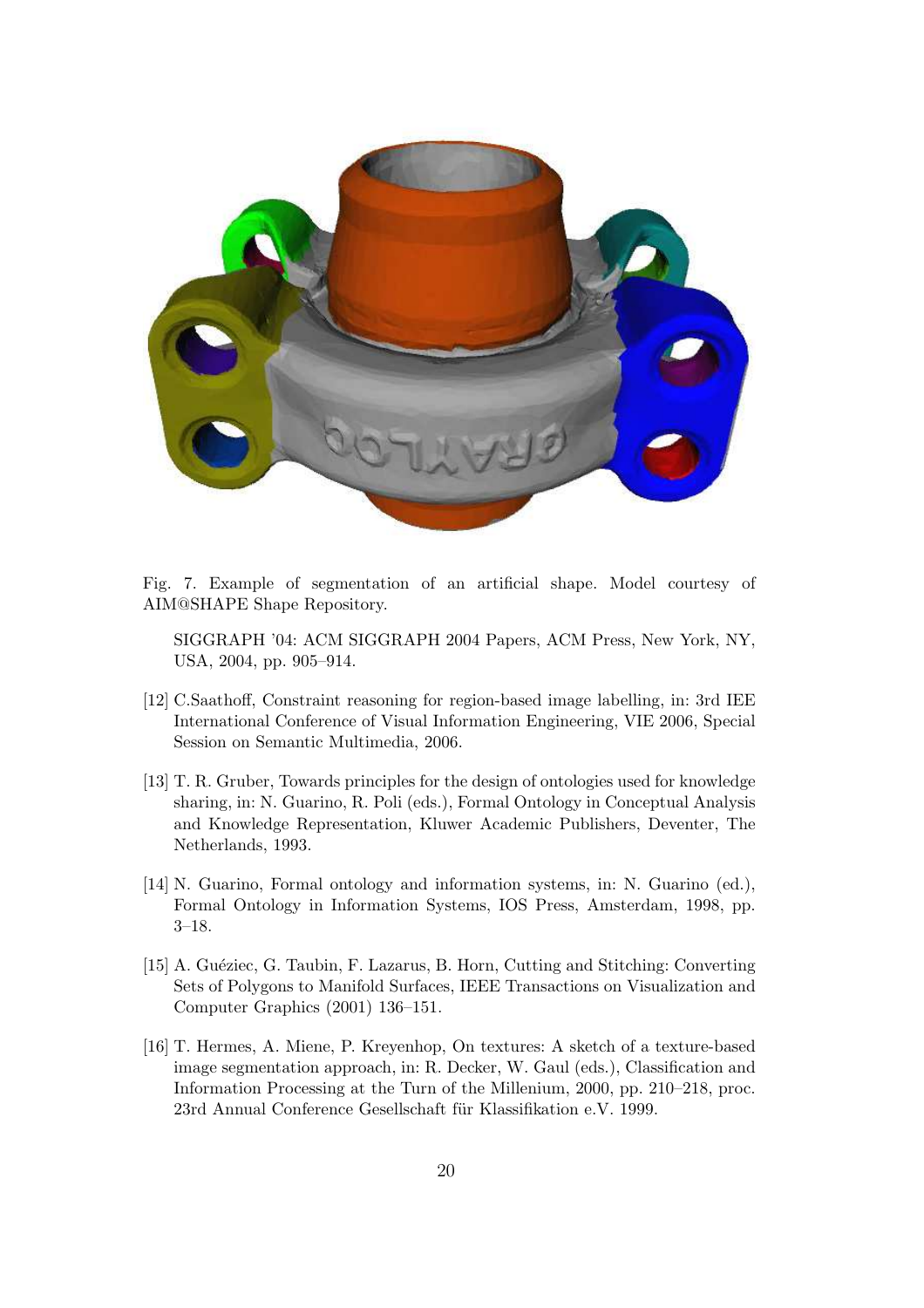Fig. 7. Example of segmentation of an artificial shape. Model courtesy of AIM@SHAPE Shape Repository.

SIGGRAPH '04: ACM SIGGRAPH 2004 Papers, ACM Press, New York, NY, USA, 2004, pp. 905–914.

[12] C.Saathoff, Constraint reasoning for region-based image labelling, in: 3rd IEE International Conference of Visual Information Engineering, VIE 2006, Special Session on Semantic Multimedia, 2006.

[13] T. R. Gruber, Towards principles for the design of ontologies used for knowledge sharing, in: N. Guarino, R. Poli (eds.), Formal Ontology in Conceptual Analysis and Knowledge Representation, Kluwer Academic Publishers, Deventer, The Netherlands, 1993.

[14] N. Guarino, Formal ontology and information systems, in: N. Guarino (ed.), Formal Ontology in Information Systems, IOS Press, Amsterdam, 1998, pp. 3–18.

[15] A. Guéziec, G. Taubin, F. Lazarus, B. Horn, Cutting and Stitching: Converting Sets of Polygons to Manifold Surfaces, IEEE Transactions on Visualization and Computer Graphics (2001) 136–151.

[16] T. Hermes, A. Miene, P. Kreyenhop, On textures: A sketch of a texture-based image segmentation approach, in: R. Decker, W. Gaul (eds.), Classification and Information Processing at the Turn of the Millenium, 2000, pp. 210–218, proc. 23rd Annual Conference Gesellschaft für Klassifikation e.V. 1999.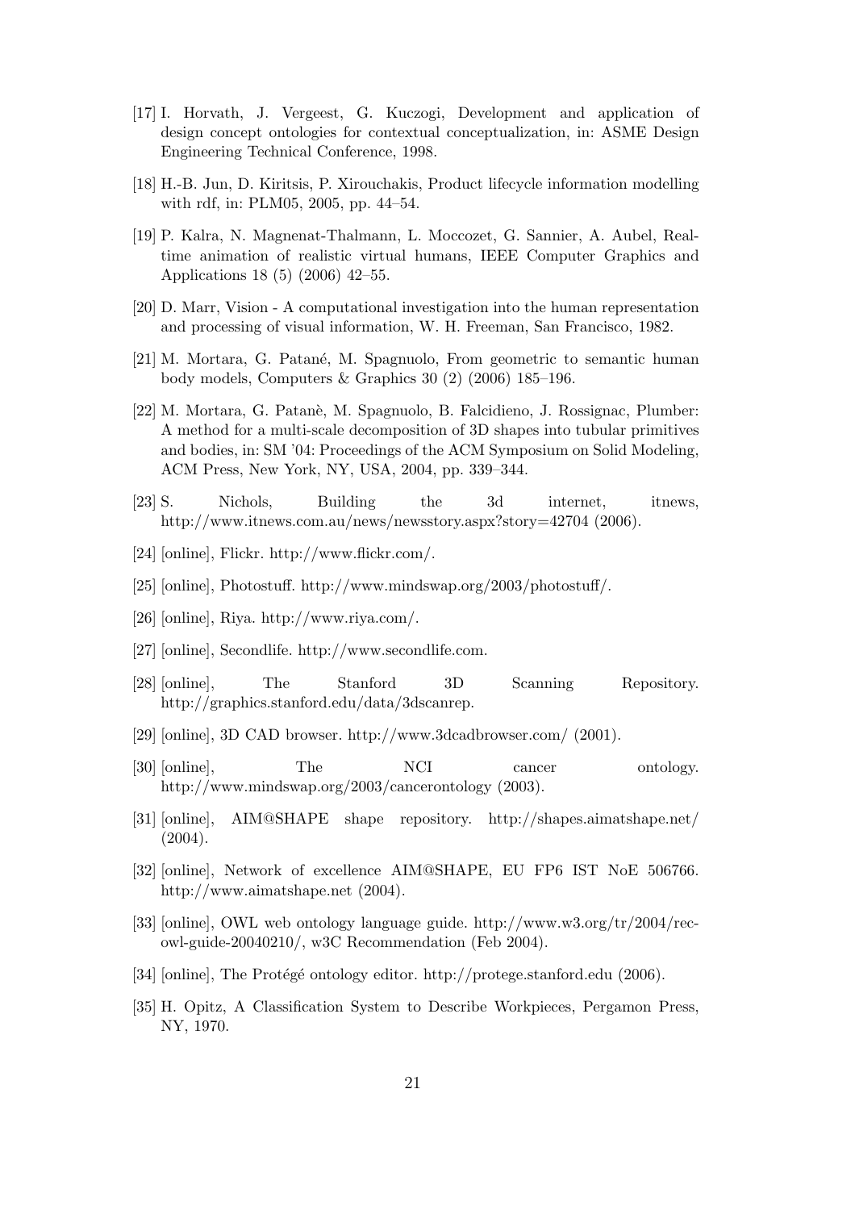[17] I. Horvath, J. Vergeest, G. Kuczogi, Development and application of design concept ontologies for contextual conceptualization, in: ASME Design Engineering Technical Conference, 1998.

[18] H.-B. Jun, D. Kiritsis, P. Xirouchakis, Product lifecycle information modelling with rdf, in: PLM05, 2005, pp. 44–54.

[19] P. Kalra, N. Magnenat-Thalmann, L. Moccozet, G. Sannier, A. Aubel, Real-time animation of realistic virtual humans, IEEE Computer Graphics and Applications 18 (5) (2006) 42–55.

[20] D. Marr, Vision - A computational investigation into the human representation and processing of visual information, W. H. Freeman, San Francisco, 1982.

[21] M. Mortara, G. Patané, M. Spagnuolo, From geometric to semantic human body models, Computers & Graphics 30 (2) (2006) 185–196.

[22] M. Mortara, G. Patanè, M. Spagnuolo, B. Falcidieno, J. Rossignac, Plumber: A method for a multi-scale decomposition of 3D shapes into tubular primitives and bodies, in: SM '04: Proceedings of the ACM Symposium on Solid Modeling, ACM Press, New York, NY, USA, 2004, pp. 339–344.

[23] S. Nichols, Building the 3d internet, itnews, http://www.itnews.com.au/news/newsstory.aspx?story=42704 (2006).

[24] [online], Flickr. http://www.flickr.com/.

[25] [online], Photostuff. http://www.mindswap.org/2003/photostuff/.

[26] [online], Riya. http://www.riya.com/.

[27] [online], Secondlife. http://www.secondlife.com.

[28] [online], The Stanford 3D Scanning Repository. http://graphics.stanford.edu/data/3dscanrep.

[29] [online], 3D CAD browser. http://www.3dcadbrowser.com/ (2001).

[30] [online], The NCI cancer ontology. http://www.mindswap.org/2003/cancerontology (2003).

[31] [online], AIM@SHAPE shape repository. http://shapes.aimatshape.net/ (2004).

[32] [online], Network of excellence AIM@SHAPE, EU FP6 IST NoE 506766. http://www.aimatshape.net (2004).

[33] [online], OWL web ontology language guide. http://www.w3.org/tr/2004/rec-owl-guide-20040210/, w3C Recommendation (Feb 2004).

[34] [online], The Protégé ontology editor. http://protege.stanford.edu (2006).

[35] H. Opitz, A Classification System to Describe Workpieces, Pergamon Press, NY, 1970.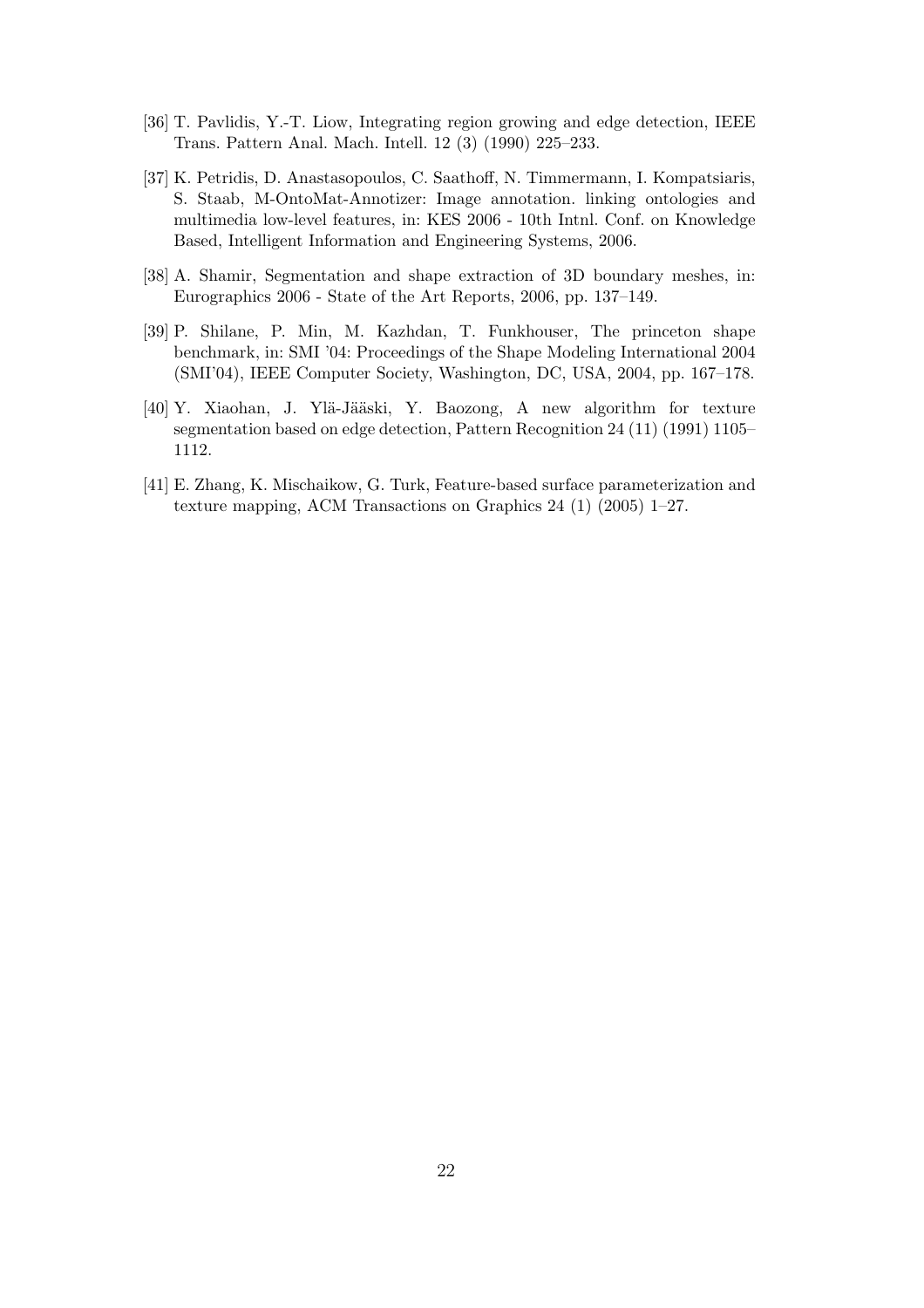[36] T. Pavlidis, Y.-T. Liow, Integrating region growing and edge detection, IEEE Trans. Pattern Anal. Mach. Intell. 12 (3) (1990) 225–233.

[37] K. Petridis, D. Anastasopoulos, C. Saathoff, N. Timmermann, I. Kompatsiaris, S. Staab, M-OntoMat-Annotizer: Image annotation. linking ontologies and multimedia low-level features, in: KES 2006 - 10th Intnl. Conf. on Knowledge Based, Intelligent Information and Engineering Systems, 2006.

[38] A. Shamir, Segmentation and shape extraction of 3D boundary meshes, in: Eurographics 2006 - State of the Art Reports, 2006, pp. 137–149.

[39] P. Shilane, P. Min, M. Kazhdan, T. Funkhouser, The princeton shape benchmark, in: SMI '04: Proceedings of the Shape Modeling International 2004 (SMI'04), IEEE Computer Society, Washington, DC, USA, 2004, pp. 167–178.

[40] Y. Xiaohan, J. Ylä-Jääski, Y. Baozong, A new algorithm for texture segmentation based on edge detection, Pattern Recognition 24 (11) (1991) 1105–1112.

[41] E. Zhang, K. Mischaikow, G. Turk, Feature-based surface parameterization and texture mapping, ACM Transactions on Graphics 24 (1) (2005) 1–27.